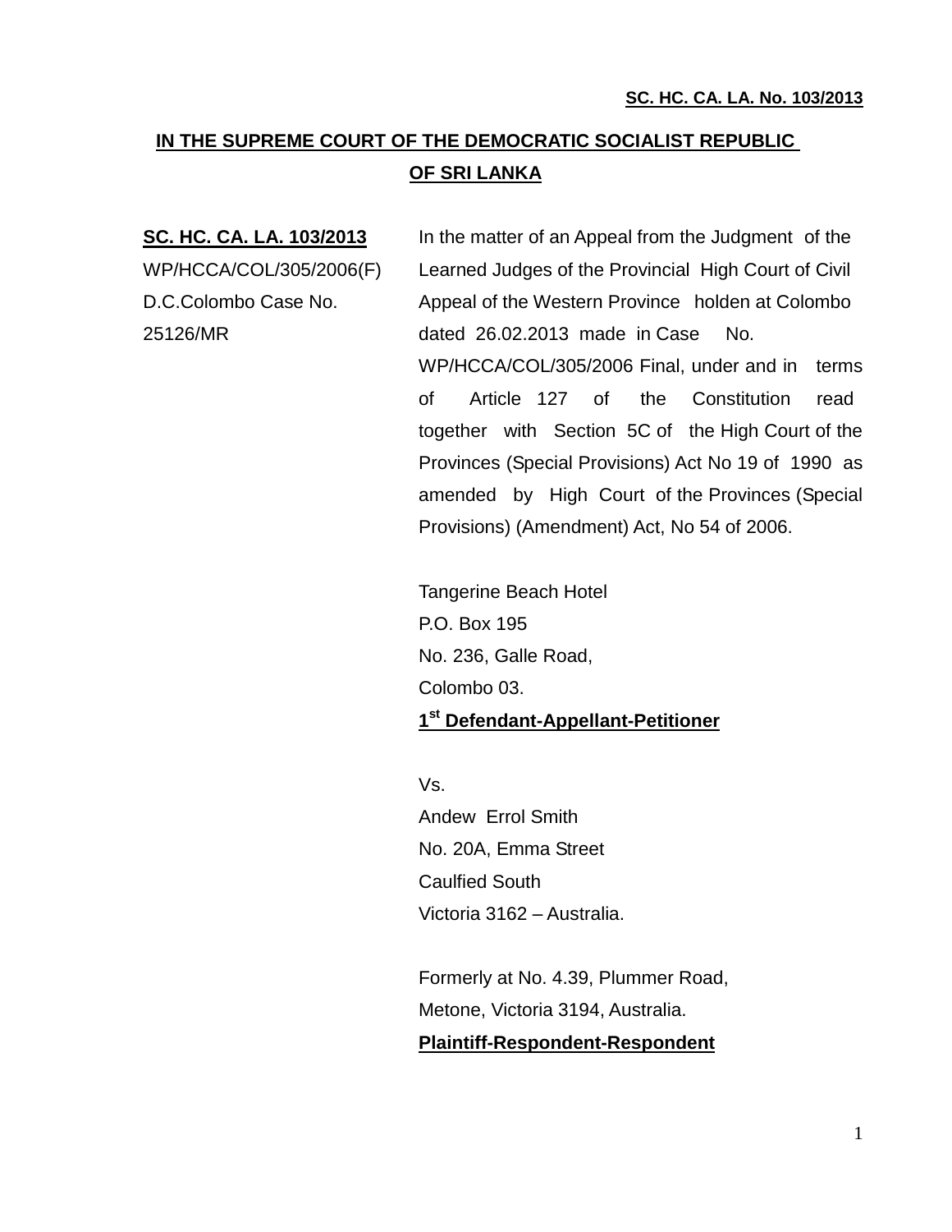**SC. HC. CA. LA. No. 103/2013**

## IN THE SUPREME COURT OF THE DEMOCRATIC SOCIALIST REPUBLIC OF SRI LANKA

**SC. HC. CA. LA. 103/2013**
WP/HCCA/COL/305/2006(F)
D.C.Colombo Case No. 25126/MR

In the matter of an Appeal from the Judgment of the Learned Judges of the Provincial High Court of Civil Appeal of the Western Province holden at Colombo dated 26.02.2013 made in Case No. WP/HCCA/COL/305/2006 Final, under and in terms of Article 127 of the Constitution read together with Section 5C of the High Court of the Provinces (Special Provisions) Act No 19 of 1990 as amended by High Court of the Provinces (Special Provisions) (Amendment) Act, No 54 of 2006.

Tangerine Beach Hotel
P.O. Box 195
No. 236, Galle Road,
Colombo 03.
**1st Defendant-Appellant-Petitioner**

Vs.
Andew Errol Smith
No. 20A, Emma Street
Caulfied South
Victoria 3162 – Australia.

Formerly at No. 4.39, Plummer Road,
Metone, Victoria 3194, Australia.
**Plaintiff-Respondent-Respondent**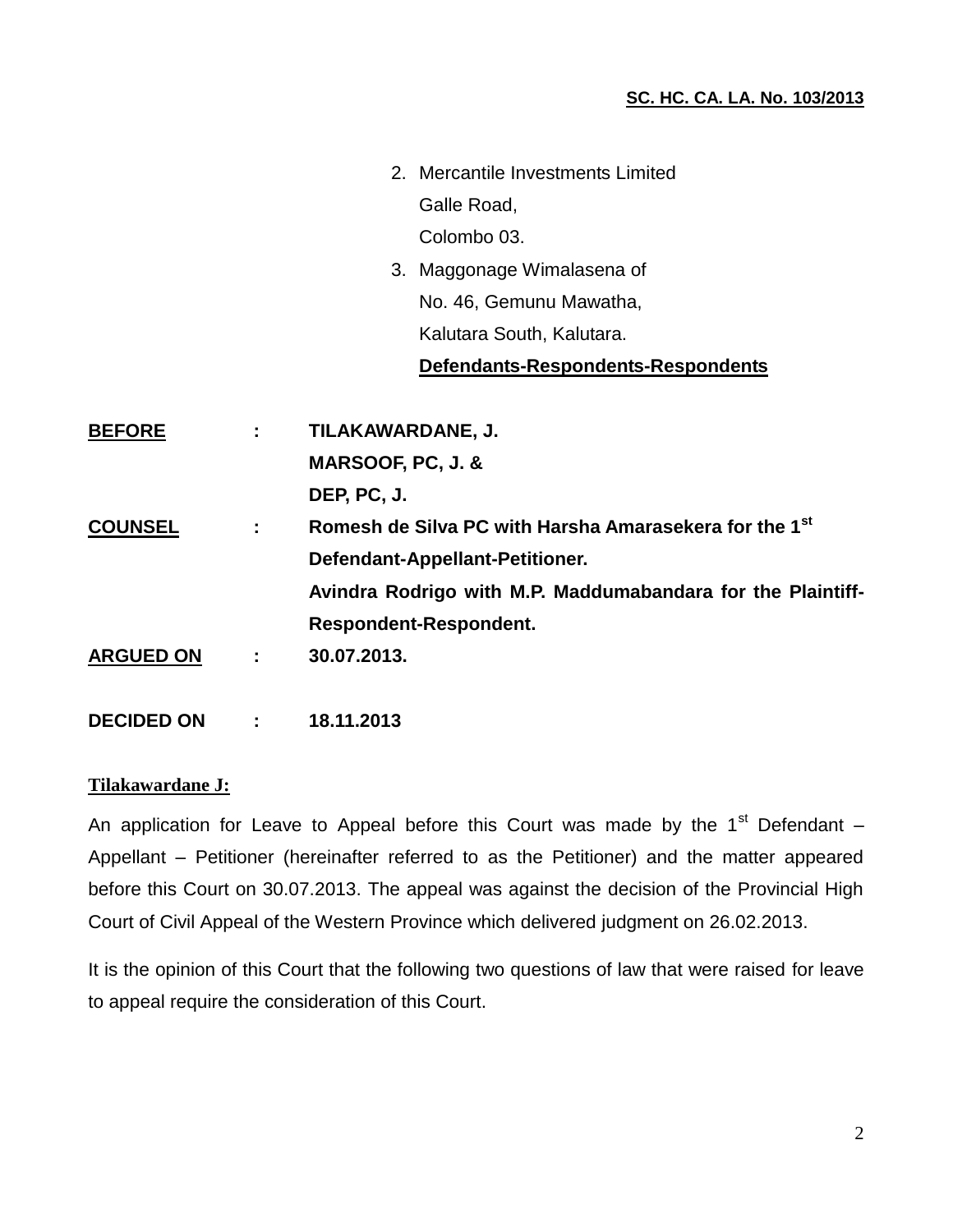**SC. HC. CA. LA. No. 103/2013**

2. Mercantile Investments Limited
   Galle Road,
   Colombo 03.
3. Maggonage Wimalasena of
   No. 46, Gemunu Mawatha,
   Kalutara South, Kalutara.
   **Defendants-Respondents-Respondents**

**BEFORE** : **TILAKAWARDANE, J.**
**MARSOOF, PC, J. &**
**DEP, PC, J.**

**COUNSEL** : **Romesh de Silva PC with Harsha Amarasekera for the 1st Defendant-Appellant-Petitioner.**
**Avindra Rodrigo with M.P. Maddumabandara for the Plaintiff-Respondent-Respondent.**

**ARGUED ON** : **30.07.2013.**

**DECIDED ON** : **18.11.2013**

**Tilakawardane J:**

An application for Leave to Appeal before this Court was made by the 1st Defendant – Appellant – Petitioner (hereinafter referred to as the Petitioner) and the matter appeared before this Court on 30.07.2013. The appeal was against the decision of the Provincial High Court of Civil Appeal of the Western Province which delivered judgment on 26.02.2013.

It is the opinion of this Court that the following two questions of law that were raised for leave to appeal require the consideration of this Court.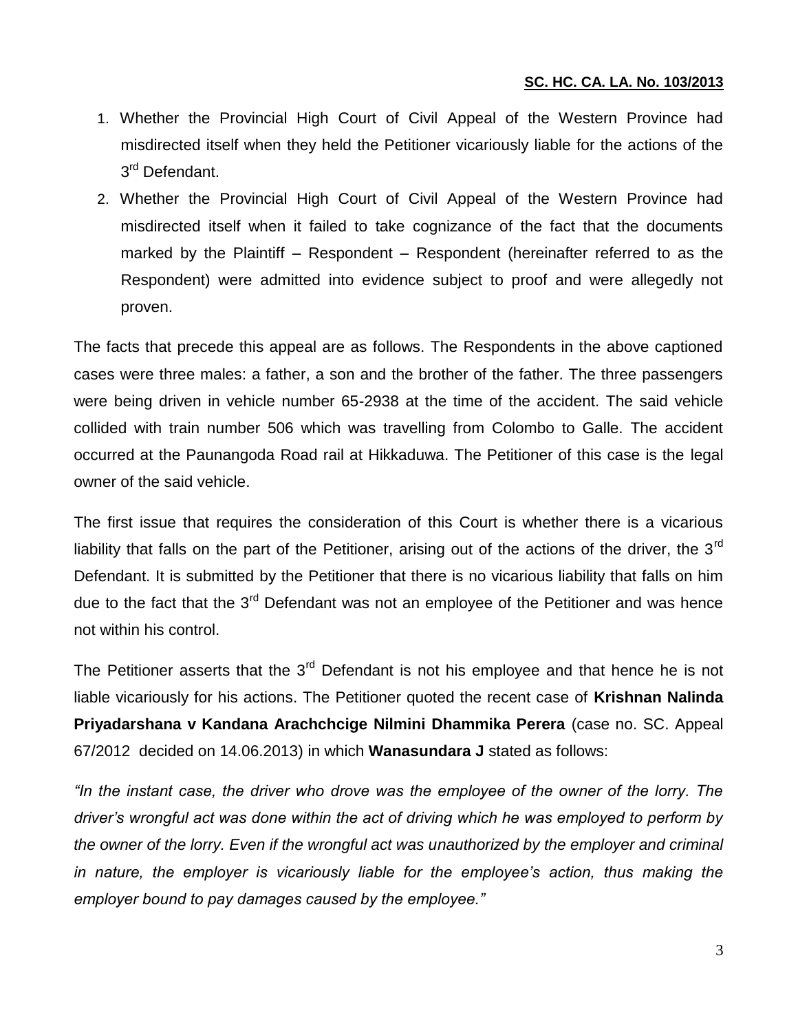1. Whether the Provincial High Court of Civil Appeal of the Western Province had misdirected itself when they held the Petitioner vicariously liable for the actions of the 3rd Defendant.
2. Whether the Provincial High Court of Civil Appeal of the Western Province had misdirected itself when it failed to take cognizance of the fact that the documents marked by the Plaintiff – Respondent – Respondent (hereinafter referred to as the Respondent) were admitted into evidence subject to proof and were allegedly not proven.

The facts that precede this appeal are as follows. The Respondents in the above captioned cases were three males: a father, a son and the brother of the father. The three passengers were being driven in vehicle number 65-2938 at the time of the accident. The said vehicle collided with train number 506 which was travelling from Colombo to Galle. The accident occurred at the Paunangoda Road rail at Hikkaduwa. The Petitioner of this case is the legal owner of the said vehicle.

The first issue that requires the consideration of this Court is whether there is a vicarious liability that falls on the part of the Petitioner, arising out of the actions of the driver, the 3rd Defendant. It is submitted by the Petitioner that there is no vicarious liability that falls on him due to the fact that the 3rd Defendant was not an employee of the Petitioner and was hence not within his control.

The Petitioner asserts that the 3rd Defendant is not his employee and that hence he is not liable vicariously for his actions. The Petitioner quoted the recent case of **Krishnan Nalinda Priyadarshana v Kandana Arachchcige Nilmini Dhammika Perera** (case no. SC. Appeal 67/2012 decided on 14.06.2013) in which **Wanasundara J** stated as follows:

*"In the instant case, the driver who drove was the employee of the owner of the lorry. The driver's wrongful act was done within the act of driving which he was employed to perform by the owner of the lorry. Even if the wrongful act was unauthorized by the employer and criminal in nature, the employer is vicariously liable for the employee's action, thus making the employer bound to pay damages caused by the employee."*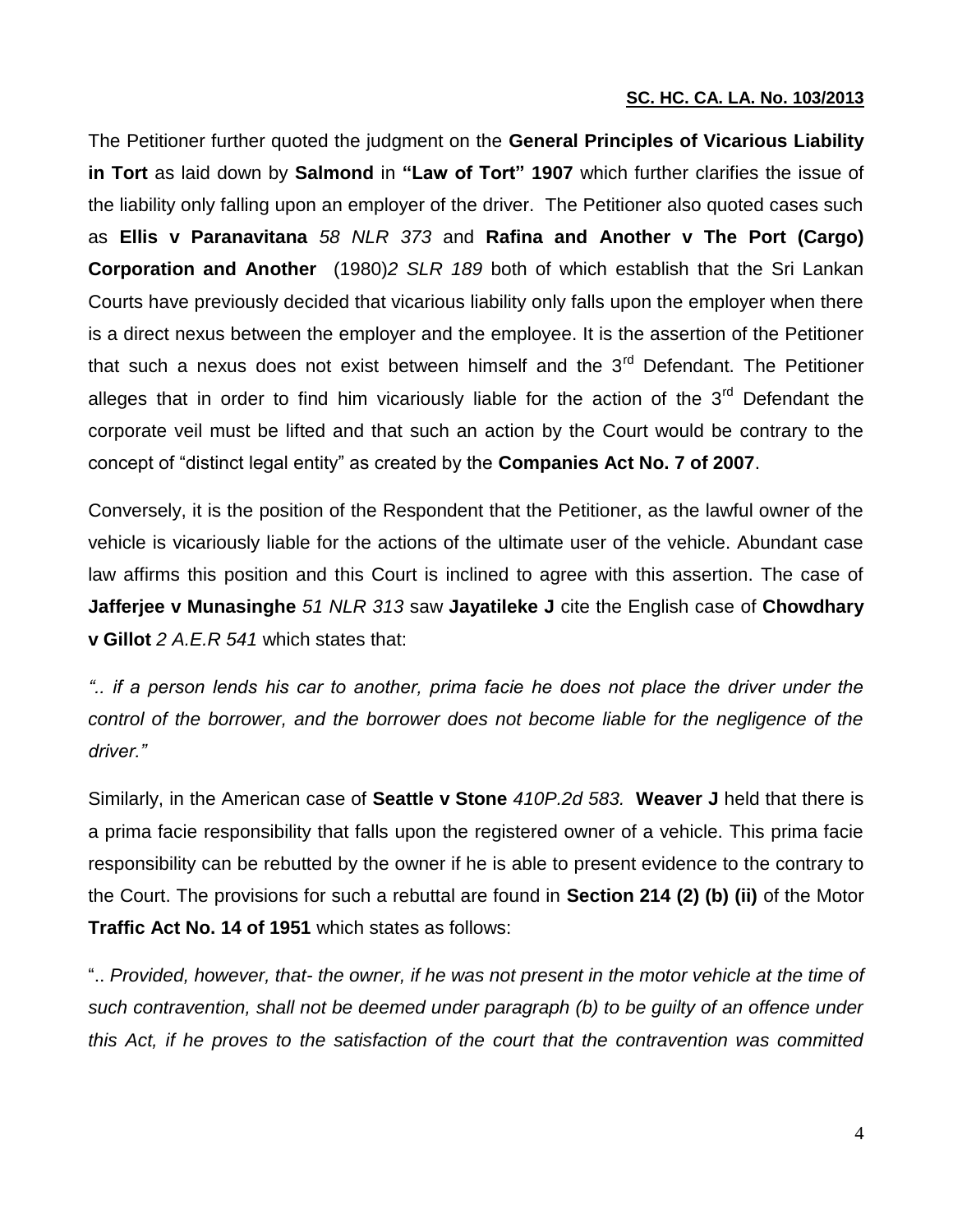The Petitioner further quoted the judgment on the **General Principles of Vicarious Liability in Tort** as laid down by **Salmond** in **"Law of Tort" 1907** which further clarifies the issue of the liability only falling upon an employer of the driver. The Petitioner also quoted cases such as **Ellis v Paranavitana** *58 NLR 373* and **Rafina and Another v The Port (Cargo) Corporation and Another** (1980)*2 SLR 189* both of which establish that the Sri Lankan Courts have previously decided that vicarious liability only falls upon the employer when there is a direct nexus between the employer and the employee. It is the assertion of the Petitioner that such a nexus does not exist between himself and the 3rd Defendant. The Petitioner alleges that in order to find him vicariously liable for the action of the 3rd Defendant the corporate veil must be lifted and that such an action by the Court would be contrary to the concept of "distinct legal entity" as created by the **Companies Act No. 7 of 2007**.

Conversely, it is the position of the Respondent that the Petitioner, as the lawful owner of the vehicle is vicariously liable for the actions of the ultimate user of the vehicle. Abundant case law affirms this position and this Court is inclined to agree with this assertion. The case of **Jafferjee v Munasinghe** *51 NLR 313* saw **Jayatileke J** cite the English case of **Chowdhary v Gillot** *2 A.E.R 541* which states that:

*".. if a person lends his car to another, prima facie he does not place the driver under the control of the borrower, and the borrower does not become liable for the negligence of the driver."*

Similarly, in the American case of **Seattle v Stone** *410P.2d 583.* **Weaver J** held that there is a prima facie responsibility that falls upon the registered owner of a vehicle. This prima facie responsibility can be rebutted by the owner if he is able to present evidence to the contrary to the Court. The provisions for such a rebuttal are found in **Section 214 (2) (b) (ii)** of the Motor **Traffic Act No. 14 of 1951** which states as follows:

".. *Provided, however, that- the owner, if he was not present in the motor vehicle at the time of such contravention, shall not be deemed under paragraph (b) to be guilty of an offence under this Act, if he proves to the satisfaction of the court that the contravention was committed*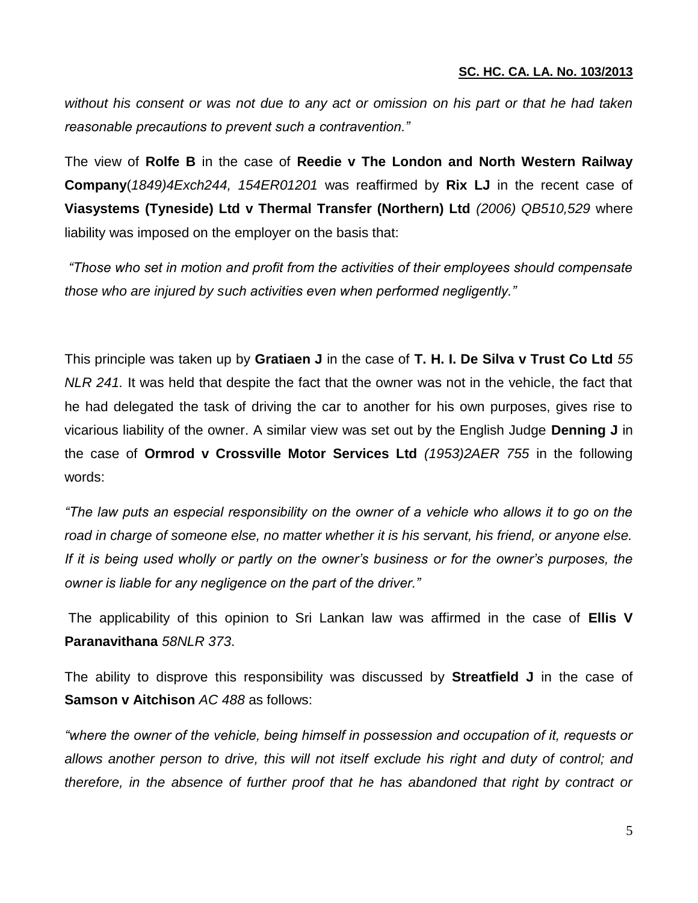*without his consent or was not due to any act or omission on his part or that he had taken reasonable precautions to prevent such a contravention."*

The view of **Rolfe B** in the case of **Reedie v The London and North Western Railway Company**(*1849)4Exch244, 154ER01201* was reaffirmed by **Rix LJ** in the recent case of **Viasystems (Tyneside) Ltd v Thermal Transfer (Northern) Ltd** *(2006) QB510,529* where liability was imposed on the employer on the basis that:

*"Those who set in motion and profit from the activities of their employees should compensate those who are injured by such activities even when performed negligently."*

This principle was taken up by **Gratiaen J** in the case of **T. H. I. De Silva v Trust Co Ltd** *55 NLR 241.* It was held that despite the fact that the owner was not in the vehicle, the fact that he had delegated the task of driving the car to another for his own purposes, gives rise to vicarious liability of the owner. A similar view was set out by the English Judge **Denning J** in the case of **Ormrod v Crossville Motor Services Ltd** *(1953)2AER 755* in the following words:

*"The law puts an especial responsibility on the owner of a vehicle who allows it to go on the road in charge of someone else, no matter whether it is his servant, his friend, or anyone else. If it is being used wholly or partly on the owner's business or for the owner's purposes, the owner is liable for any negligence on the part of the driver."*

The applicability of this opinion to Sri Lankan law was affirmed in the case of **Ellis V Paranavithana** *58NLR 373*.

The ability to disprove this responsibility was discussed by **Streatfield J** in the case of **Samson v Aitchison** *AC 488* as follows:

*"where the owner of the vehicle, being himself in possession and occupation of it, requests or allows another person to drive, this will not itself exclude his right and duty of control; and therefore, in the absence of further proof that he has abandoned that right by contract or*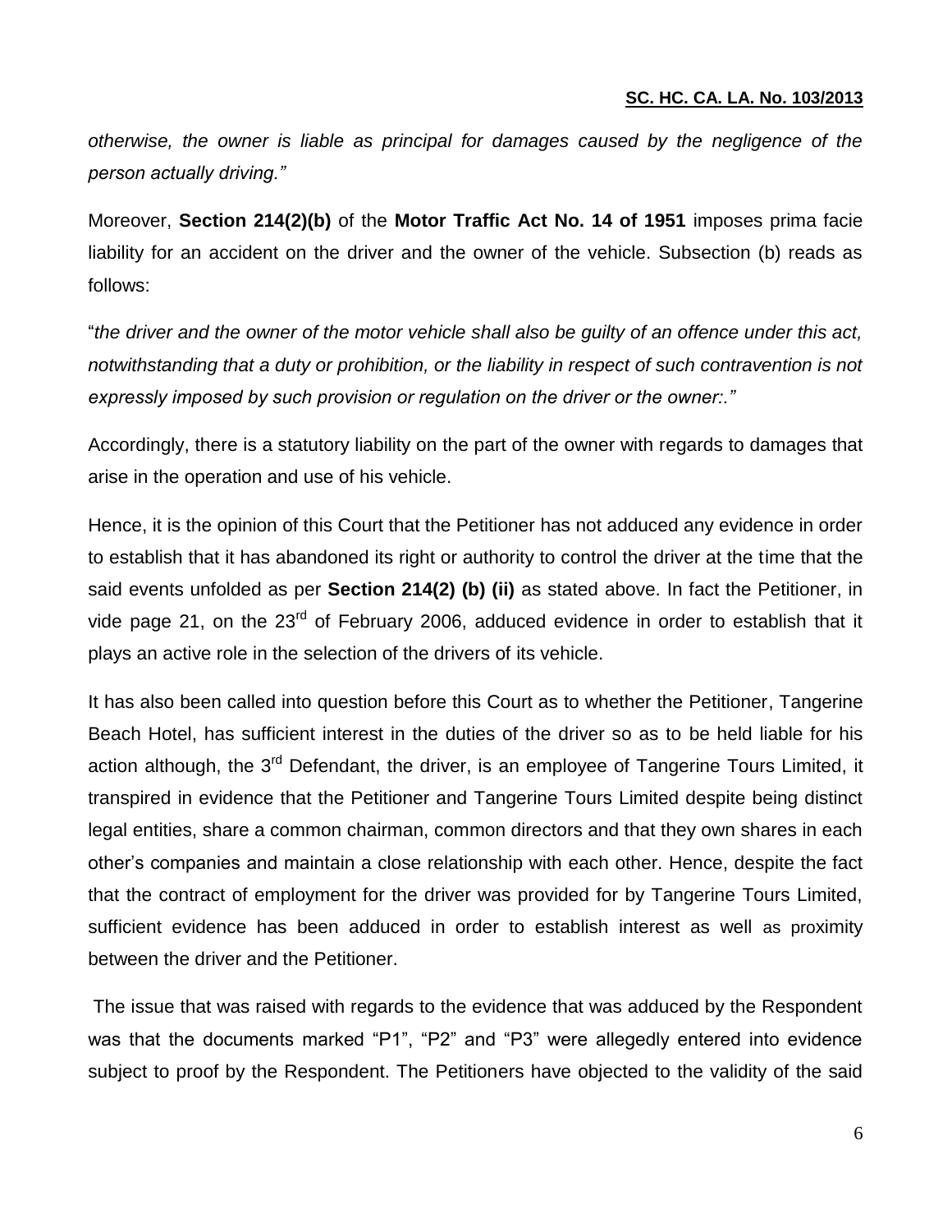*otherwise, the owner is liable as principal for damages caused by the negligence of the person actually driving."*

Moreover, **Section 214(2)(b)** of the **Motor Traffic Act No. 14 of 1951** imposes prima facie liability for an accident on the driver and the owner of the vehicle. Subsection (b) reads as follows:

"*the driver and the owner of the motor vehicle shall also be guilty of an offence under this act, notwithstanding that a duty or prohibition, or the liability in respect of such contravention is not expressly imposed by such provision or regulation on the driver or the owner:."*

Accordingly, there is a statutory liability on the part of the owner with regards to damages that arise in the operation and use of his vehicle.

Hence, it is the opinion of this Court that the Petitioner has not adduced any evidence in order to establish that it has abandoned its right or authority to control the driver at the time that the said events unfolded as per **Section 214(2) (b) (ii)** as stated above. In fact the Petitioner, in vide page 21, on the 23rd of February 2006, adduced evidence in order to establish that it plays an active role in the selection of the drivers of its vehicle.

It has also been called into question before this Court as to whether the Petitioner, Tangerine Beach Hotel, has sufficient interest in the duties of the driver so as to be held liable for his action although, the 3rd Defendant, the driver, is an employee of Tangerine Tours Limited, it transpired in evidence that the Petitioner and Tangerine Tours Limited despite being distinct legal entities, share a common chairman, common directors and that they own shares in each other's companies and maintain a close relationship with each other. Hence, despite the fact that the contract of employment for the driver was provided for by Tangerine Tours Limited, sufficient evidence has been adduced in order to establish interest as well as proximity between the driver and the Petitioner.

The issue that was raised with regards to the evidence that was adduced by the Respondent was that the documents marked "P1", "P2" and "P3" were allegedly entered into evidence subject to proof by the Respondent. The Petitioners have objected to the validity of the said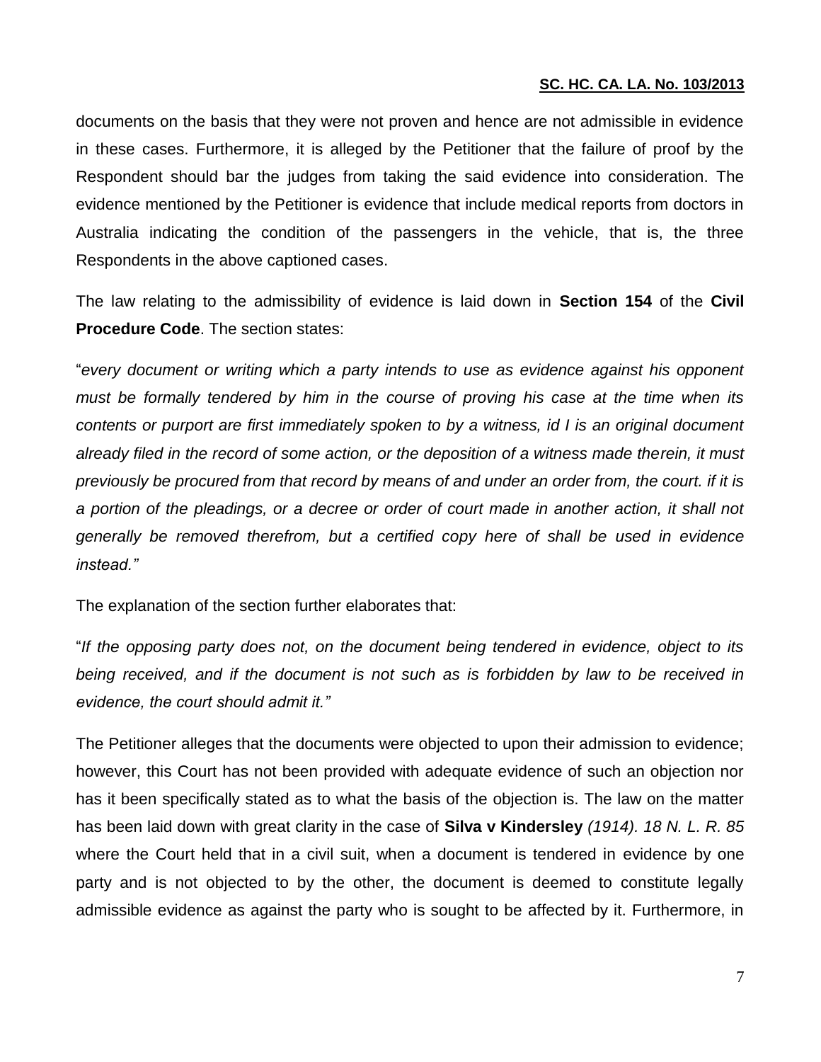documents on the basis that they were not proven and hence are not admissible in evidence in these cases. Furthermore, it is alleged by the Petitioner that the failure of proof by the Respondent should bar the judges from taking the said evidence into consideration. The evidence mentioned by the Petitioner is evidence that include medical reports from doctors in Australia indicating the condition of the passengers in the vehicle, that is, the three Respondents in the above captioned cases.

The law relating to the admissibility of evidence is laid down in **Section 154** of the **Civil Procedure Code**. The section states:

"*every document or writing which a party intends to use as evidence against his opponent must be formally tendered by him in the course of proving his case at the time when its contents or purport are first immediately spoken to by a witness, id I is an original document already filed in the record of some action, or the deposition of a witness made therein, it must previously be procured from that record by means of and under an order from, the court. if it is a portion of the pleadings, or a decree or order of court made in another action, it shall not generally be removed therefrom, but a certified copy here of shall be used in evidence instead.*"

The explanation of the section further elaborates that:

"*If the opposing party does not, on the document being tendered in evidence, object to its being received, and if the document is not such as is forbidden by law to be received in evidence, the court should admit it.*"

The Petitioner alleges that the documents were objected to upon their admission to evidence; however, this Court has not been provided with adequate evidence of such an objection nor has it been specifically stated as to what the basis of the objection is. The law on the matter has been laid down with great clarity in the case of **Silva v Kindersley** *(1914). 18 N. L. R. 85* where the Court held that in a civil suit, when a document is tendered in evidence by one party and is not objected to by the other, the document is deemed to constitute legally admissible evidence as against the party who is sought to be affected by it. Furthermore, in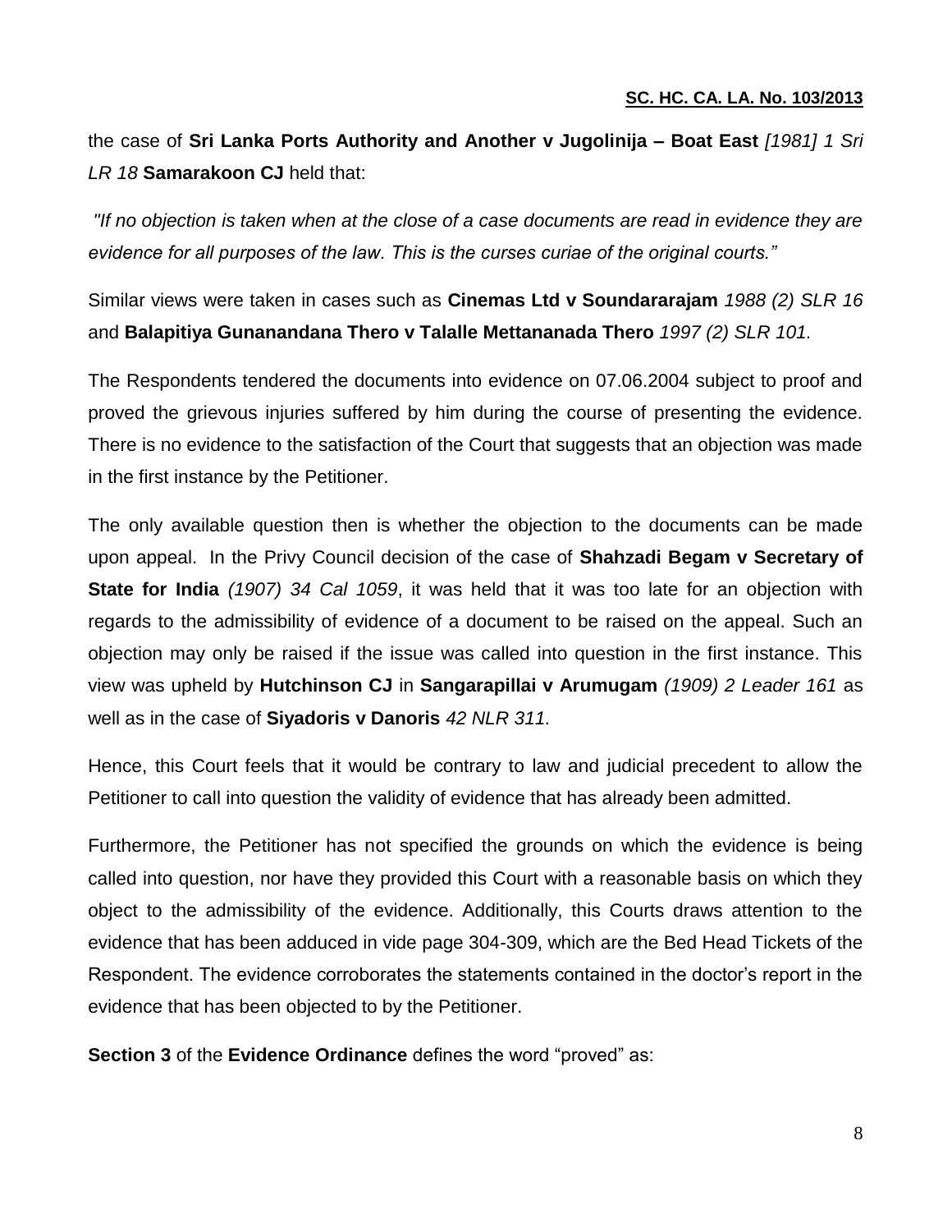the case of **Sri Lanka Ports Authority and Another v Jugolinija – Boat East** *[1981] 1 Sri LR 18* **Samarakoon CJ** held that:

*"If no objection is taken when at the close of a case documents are read in evidence they are evidence for all purposes of the law. This is the curses curiae of the original courts."*

Similar views were taken in cases such as **Cinemas Ltd v Soundararajam** *1988 (2) SLR 16* and **Balapitiya Gunanandana Thero v Talalle Mettananada Thero** *1997 (2) SLR 101.*

The Respondents tendered the documents into evidence on 07.06.2004 subject to proof and proved the grievous injuries suffered by him during the course of presenting the evidence. There is no evidence to the satisfaction of the Court that suggests that an objection was made in the first instance by the Petitioner.

The only available question then is whether the objection to the documents can be made upon appeal. In the Privy Council decision of the case of **Shahzadi Begam v Secretary of State for India** *(1907) 34 Cal 1059*, it was held that it was too late for an objection with regards to the admissibility of evidence of a document to be raised on the appeal. Such an objection may only be raised if the issue was called into question in the first instance. This view was upheld by **Hutchinson CJ** in **Sangarapillai v Arumugam** *(1909) 2 Leader 161* as well as in the case of **Siyadoris v Danoris** *42 NLR 311.*

Hence, this Court feels that it would be contrary to law and judicial precedent to allow the Petitioner to call into question the validity of evidence that has already been admitted.

Furthermore, the Petitioner has not specified the grounds on which the evidence is being called into question, nor have they provided this Court with a reasonable basis on which they object to the admissibility of the evidence. Additionally, this Courts draws attention to the evidence that has been adduced in vide page 304-309, which are the Bed Head Tickets of the Respondent. The evidence corroborates the statements contained in the doctor's report in the evidence that has been objected to by the Petitioner.

**Section 3** of the **Evidence Ordinance** defines the word "proved" as: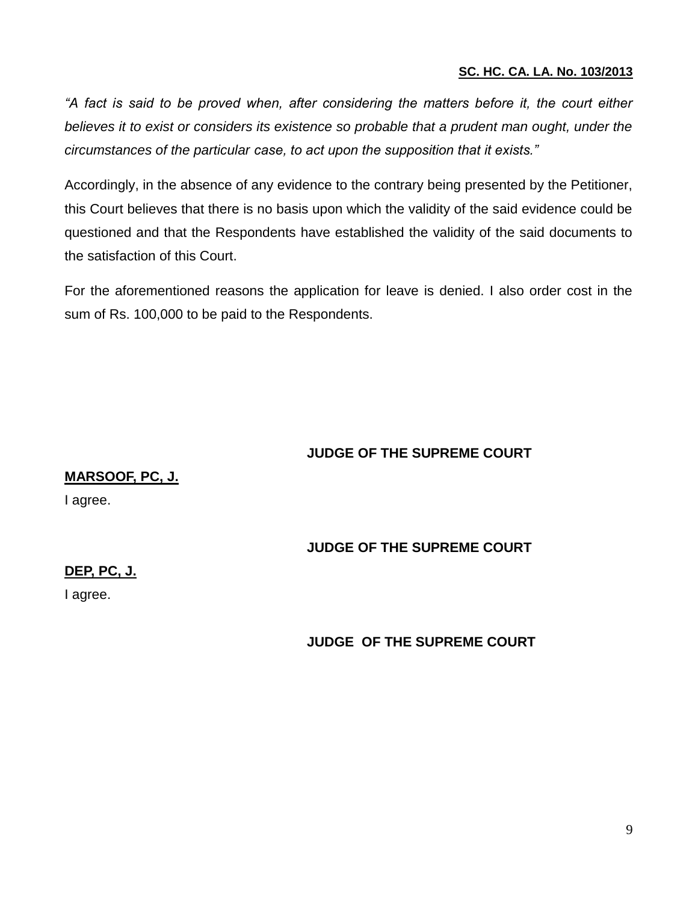*"A fact is said to be proved when, after considering the matters before it, the court either believes it to exist or considers its existence so probable that a prudent man ought, under the circumstances of the particular case, to act upon the supposition that it exists."*

Accordingly, in the absence of any evidence to the contrary being presented by the Petitioner, this Court believes that there is no basis upon which the validity of the said evidence could be questioned and that the Respondents have established the validity of the said documents to the satisfaction of this Court.

For the aforementioned reasons the application for leave is denied. I also order cost in the sum of Rs. 100,000 to be paid to the Respondents.

**JUDGE OF THE SUPREME COURT**

**MARSOOF, PC, J.**

I agree.

**JUDGE OF THE SUPREME COURT**

**DEP, PC, J.**

I agree.

**JUDGE OF THE SUPREME COURT**